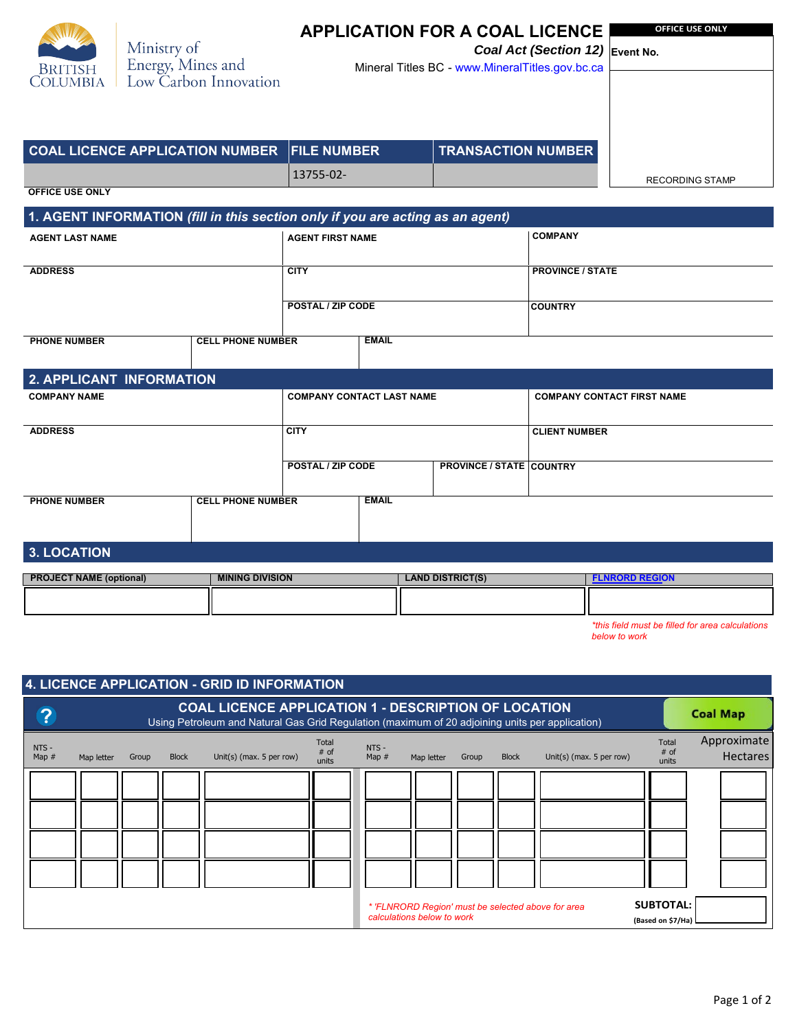BRITISH COLUMBIA

Ministry of Energy, Mines and Low Carbon Innovation

# APPLICATION FOR A COAL LICENCE

***Coal Act (Section 12)***

Mineral Titles BC - www.MineralTitles.gov.bc.ca

| OFFICE USE ONLY |
| --- |
| **Event No.** |
| RECORDING STAMP |

| COAL LICENCE APPLICATION NUMBER | FILE NUMBER | TRANSACTION NUMBER |
| --- | --- | --- |
| | 13755-02- | |

**OFFICE USE ONLY**

## 1. AGENT INFORMATION *(fill in this section only if you are acting as an agent)*

| AGENT LAST NAME | AGENT FIRST NAME | COMPANY |
| --- | --- | --- |
| | | |
| ADDRESS | CITY | PROVINCE / STATE |
| | POSTAL / ZIP CODE | COUNTRY |

| PHONE NUMBER | CELL PHONE NUMBER | EMAIL |
| --- | --- | --- |
| | | |

## 2. APPLICANT INFORMATION

| COMPANY NAME | COMPANY CONTACT LAST NAME | COMPANY CONTACT FIRST NAME | |
| --- | --- | --- | --- |
| | | | |
| ADDRESS | CITY | CLIENT NUMBER | |
| | POSTAL / ZIP CODE | PROVINCE / STATE | COUNTRY |

| PHONE NUMBER | CELL PHONE NUMBER | EMAIL |
| --- | --- | --- |
| | | |

## 3. LOCATION

| PROJECT NAME (optional) | MINING DIVISION | LAND DISTRICT(S) | FLNRORD REGION |
| --- | --- | --- | --- |
| | | | |

*\*this field must be filled for area calculations below to work*

## 4. LICENCE APPLICATION - GRID ID INFORMATION

### COAL LICENCE APPLICATION 1 - DESCRIPTION OF LOCATION

Using Petroleum and Natural Gas Grid Regulation (maximum of 20 adjoining units per application)

Coal Map

| NTS - Map # | Map letter | Group | Block | Unit(s) (max. 5 per row) | Total # of units | NTS - Map # | Map letter | Group | Block | Unit(s) (max. 5 per row) | Total # of units | Approximate Hectares |
| --- | --- | --- | --- | --- | --- | --- | --- | --- | --- | --- | --- | --- |
| | | | | | | | | | | | | |
| | | | | | | | | | | | | |
| | | | | | | | | | | | | |
| | | | | | | | | | | | | |

*\* 'FLNRORD Region' must be selected above for area calculations below to work*

**SUBTOTAL:** **(Based on $7/Ha)**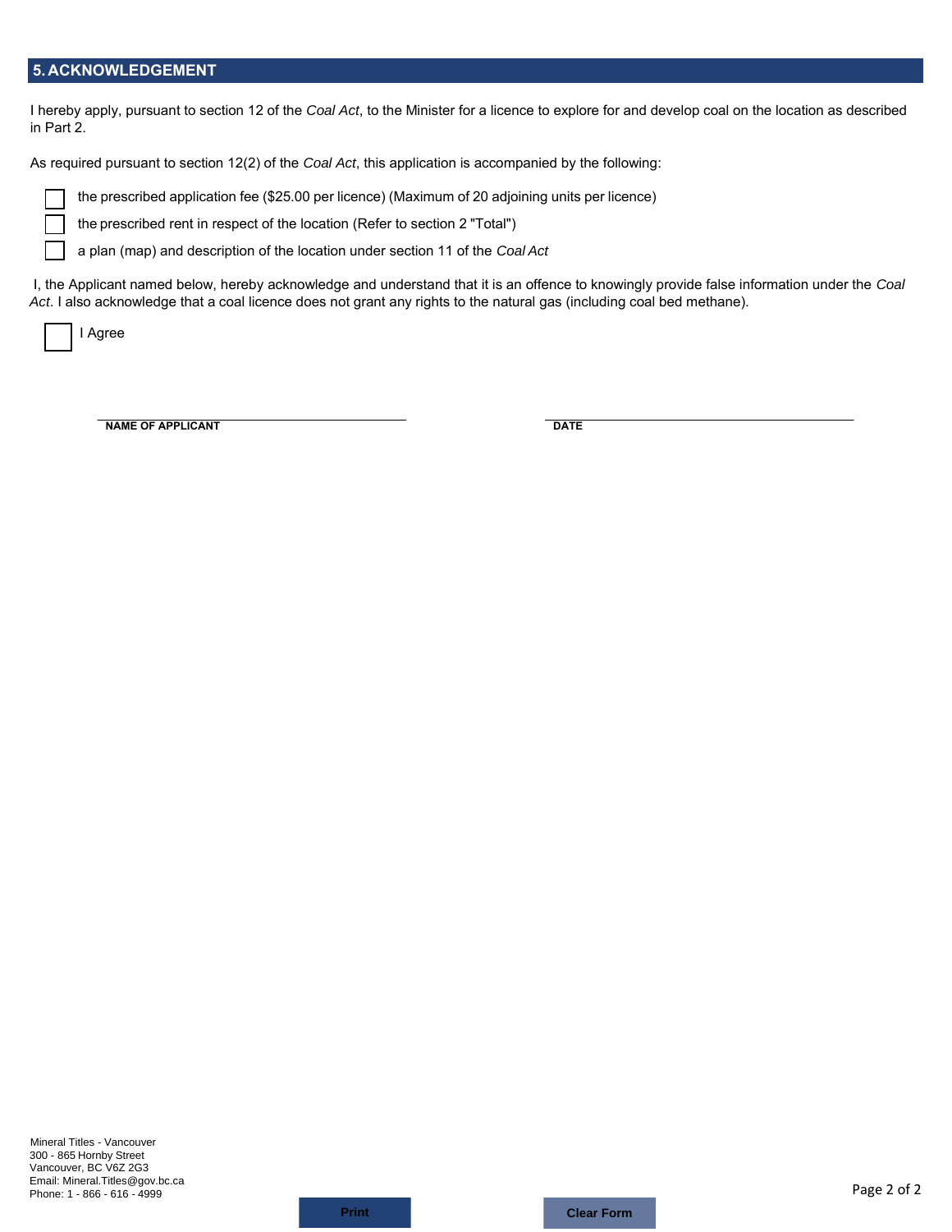## 5. ACKNOWLEDGEMENT

I hereby apply, pursuant to section 12 of the *Coal Act*, to the Minister for a licence to explore for and develop coal on the location as described in Part 2.

As required pursuant to section 12(2) of the *Coal Act*, this application is accompanied by the following:

- ☐ the prescribed application fee ($25.00 per licence) (Maximum of 20 adjoining units per licence)
- ☐ the prescribed rent in respect of the location (Refer to section 2 "Total")
- ☐ a plan (map) and description of the location under section 11 of the *Coal Act*

I, the Applicant named below, hereby acknowledge and understand that it is an offence to knowingly provide false information under the *Coal Act*. I also acknowledge that a coal licence does not grant any rights to the natural gas (including coal bed methane).

☐ I Agree

**NAME OF APPLICANT** ______________________________

**DATE** ______________________________

Mineral Titles - Vancouver
300 - 865 Hornby Street
Vancouver, BC V6Z 2G3
Email: Mineral.Titles@gov.bc.ca
Phone: 1 - 866 - 616 - 4999

Print

Clear Form